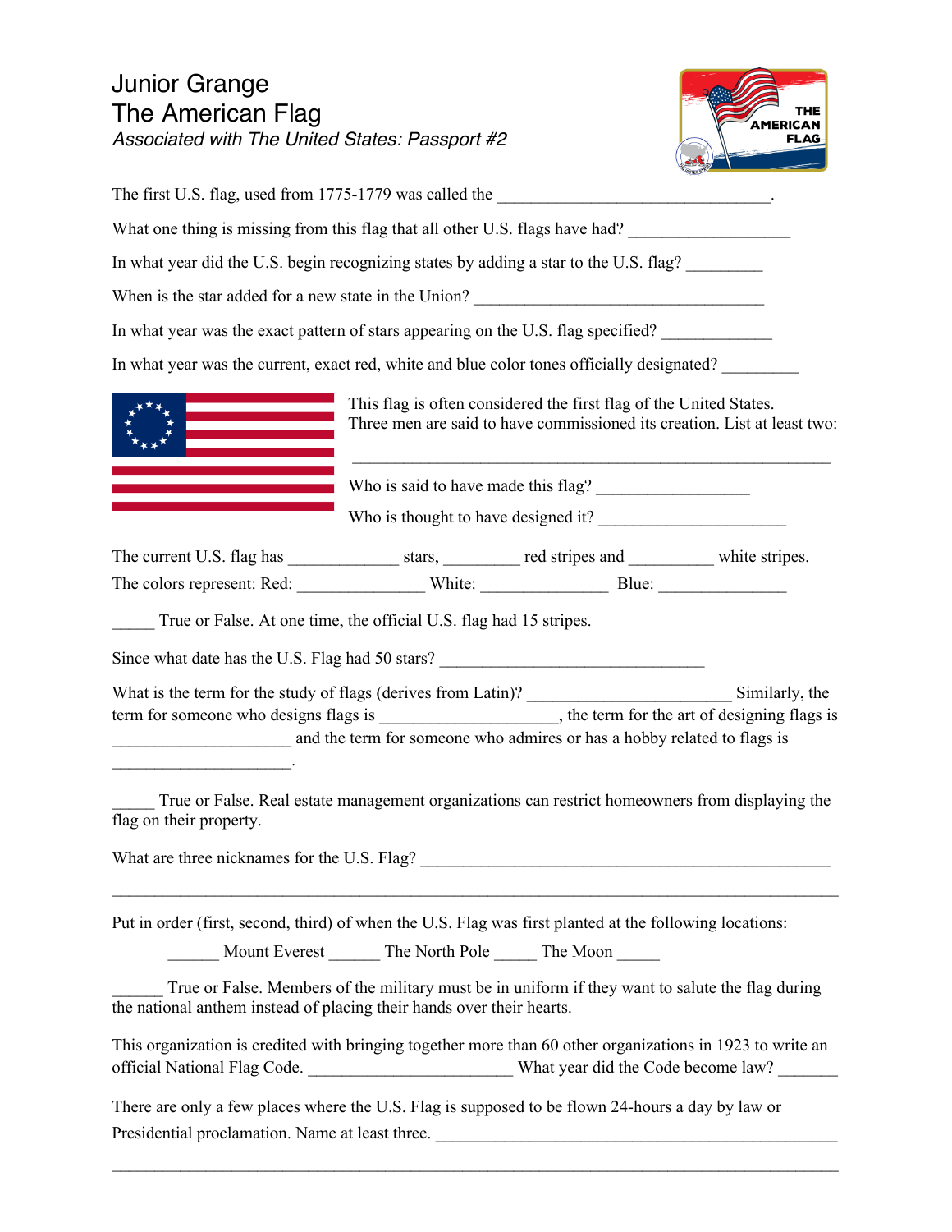# Junior Grange

# The American Flag

*Associated with The United States: Passport #2*

The first U.S. flag, used from 1775-1779 was called the ________________________________.

What one thing is missing from this flag that all other U.S. flags have had? __________________

In what year did the U.S. begin recognizing states by adding a star to the U.S. flag? _________

When is the star added for a new state in the Union? __________________________________

In what year was the exact pattern of stars appearing on the U.S. flag specified? _____________

In what year was the current, exact red, white and blue color tones officially designated? _________

This flag is often considered the first flag of the United States. Three men are said to have commissioned its creation. List at least two:

________________________________________________________

Who is said to have made this flag? _________________

Who is thought to have designed it? _____________________

The current U.S. flag has _____________ stars, _________ red stripes and __________ white stripes.

The colors represent: Red: _______________ White: _______________ Blue: _______________

_____ True or False. At one time, the official U.S. flag had 15 stripes.

Since what date has the U.S. Flag had 50 stars? _______________________________

What is the term for the study of flags (derives from Latin)? ________________________ Similarly, the term for someone who designs flags is ____________________, the term for the art of designing flags is ____________________ and the term for someone who admires or has a hobby related to flags is ____________________.

_____ True or False. Real estate management organizations can restrict homeowners from displaying the flag on their property.

What are three nicknames for the U.S. Flag? __________________________________________________

______________________________________________________________________________

Put in order (first, second, third) of when the U.S. Flag was first planted at the following locations:

______ Mount Everest ______ The North Pole _____ The Moon _____

______ True or False. Members of the military must be in uniform if they want to salute the flag during the national anthem instead of placing their hands over their hearts.

This organization is credited with bringing together more than 60 other organizations in 1923 to write an official National Flag Code. ________________________ What year did the Code become law? _______

There are only a few places where the U.S. Flag is supposed to be flown 24-hours a day by law or Presidential proclamation. Name at least three. ________________________________________________

______________________________________________________________________________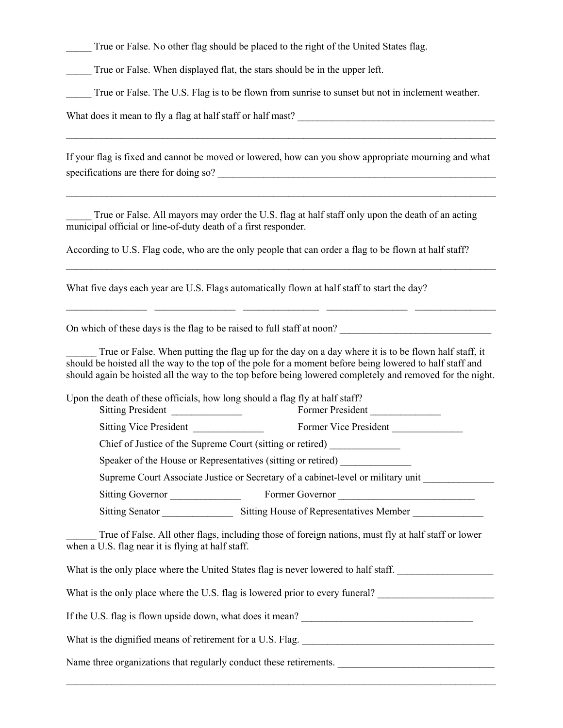_____ True or False. No other flag should be placed to the right of the United States flag.

_____ True or False. When displayed flat, the stars should be in the upper left.

_____ True or False. The U.S. Flag is to be flown from sunrise to sunset but not in inclement weather.

What does it mean to fly a flag at half staff or half mast? _______________________________________

_____________________________________________________________________________________

If your flag is fixed and cannot be moved or lowered, how can you show appropriate mourning and what specifications are there for doing so? _________________________________________________________

_____________________________________________________________________________________

_____ True or False. All mayors may order the U.S. flag at half staff only upon the death of an acting municipal official or line-of-duty death of a first responder.

According to U.S. Flag code, who are the only people that can order a flag to be flown at half staff?

_____________________________________________________________________________________

What five days each year are U.S. Flags automatically flown at half staff to start the day?

_______________ _______________ _______________ _______________ _______________

On which of these days is the flag to be raised to full staff at noon? ______________________________

______ True or False. When putting the flag up for the day on a day where it is to be flown half staff, it should be hoisted all the way to the top of the pole for a moment before being lowered to half staff and should again be hoisted all the way to the top before being lowered completely and removed for the night.

Upon the death of these officials, how long should a flag fly at half staff?

Sitting President ______________ Former President ______________

Sitting Vice President ______________ Former Vice President ______________

Chief of Justice of the Supreme Court (sitting or retired) ______________

Speaker of the House or Representatives (sitting or retired) ______________

Supreme Court Associate Justice or Secretary of a cabinet-level or military unit ______________

Sitting Governor ______________ Former Governor ___________________________

Sitting Senator ______________ Sitting House of Representatives Member ______________

______ True of False. All other flags, including those of foreign nations, must fly at half staff or lower when a U.S. flag near it is flying at half staff.

What is the only place where the United States flag is never lowered to half staff. __________________

What is the only place where the U.S. flag is lowered prior to every funeral? _______________________

If the U.S. flag is flown upside down, what does it mean? __________________________________

What is the dignified means of retirement for a U.S. Flag. ______________________________________

Name three organizations that regularly conduct these retirements. _______________________________

_____________________________________________________________________________________